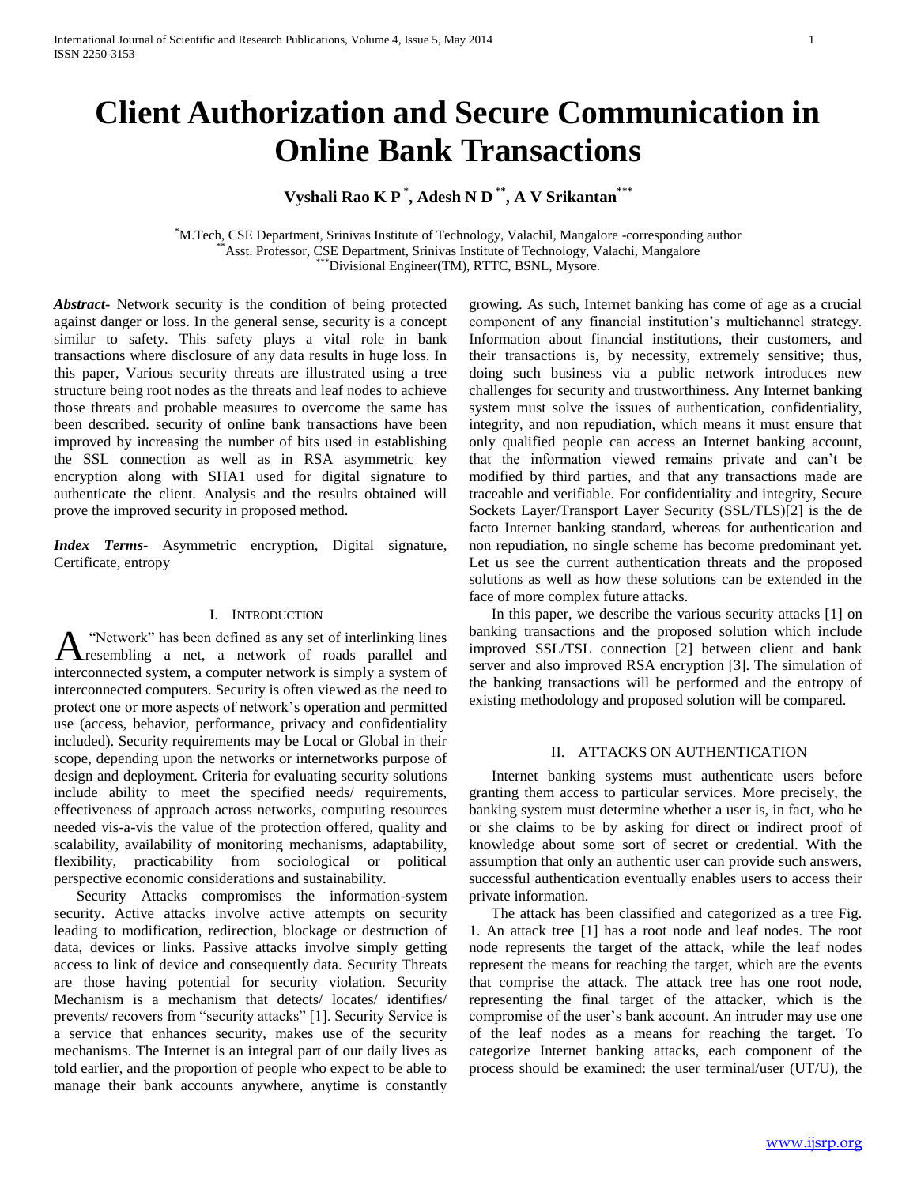# Client Authorization and Secure Communication in Online Bank Transactions

**Vyshali Rao K P [*], Adesh N D [**], A V Srikantan [***]**

[*] M.Tech, CSE Department, Srinivas Institute of Technology, Valachil, Mangalore -corresponding author
[**] Asst. Professor, CSE Department, Srinivas Institute of Technology, Valachi, Mangalore
[***] Divisional Engineer(TM), RTTC, BSNL, Mysore.

***Abstract***- Network security is the condition of being protected against danger or loss. In the general sense, security is a concept similar to safety. This safety plays a vital role in bank transactions where disclosure of any data results in huge loss. In this paper, Various security threats are illustrated using a tree structure being root nodes as the threats and leaf nodes to achieve those threats and probable measures to overcome the same has been described. security of online bank transactions have been improved by increasing the number of bits used in establishing the SSL connection as well as in RSA asymmetric key encryption along with SHA1 used for digital signature to authenticate the client. Analysis and the results obtained will prove the improved security in proposed method.

***Index Terms***- Asymmetric encryption, Digital signature, Certificate, entropy

## I. Introduction

A "Network" has been defined as any set of interlinking lines resembling a net, a network of roads parallel and interconnected system, a computer network is simply a system of interconnected computers. Security is often viewed as the need to protect one or more aspects of network's operation and permitted use (access, behavior, performance, privacy and confidentiality included). Security requirements may be Local or Global in their scope, depending upon the networks or internetworks purpose of design and deployment. Criteria for evaluating security solutions include ability to meet the specified needs/ requirements, effectiveness of approach across networks, computing resources needed vis-a-vis the value of the protection offered, quality and scalability, availability of monitoring mechanisms, adaptability, flexibility, practicability from sociological or political perspective economic considerations and sustainability.

Security Attacks compromises the information-system security. Active attacks involve active attempts on security leading to modification, redirection, blockage or destruction of data, devices or links. Passive attacks involve simply getting access to link of device and consequently data. Security Threats are those having potential for security violation. Security Mechanism is a mechanism that detects/ locates/ identifies/ prevents/ recovers from "security attacks" [1]. Security Service is a service that enhances security, makes use of the security mechanisms. The Internet is an integral part of our daily lives as told earlier, and the proportion of people who expect to be able to manage their bank accounts anywhere, anytime is constantly growing. As such, Internet banking has come of age as a crucial component of any financial institution's multichannel strategy. Information about financial institutions, their customers, and their transactions is, by necessity, extremely sensitive; thus, doing such business via a public network introduces new challenges for security and trustworthiness. Any Internet banking system must solve the issues of authentication, confidentiality, integrity, and non repudiation, which means it must ensure that only qualified people can access an Internet banking account, that the information viewed remains private and can't be modified by third parties, and that any transactions made are traceable and verifiable. For confidentiality and integrity, Secure Sockets Layer/Transport Layer Security (SSL/TLS)[2] is the de facto Internet banking standard, whereas for authentication and non repudiation, no single scheme has become predominant yet. Let us see the current authentication threats and the proposed solutions as well as how these solutions can be extended in the face of more complex future attacks.

In this paper, we describe the various security attacks [1] on banking transactions and the proposed solution which include improved SSL/TSL connection [2] between client and bank server and also improved RSA encryption [3]. The simulation of the banking transactions will be performed and the entropy of existing methodology and proposed solution will be compared.

## II. ATTACKS ON AUTHENTICATION

Internet banking systems must authenticate users before granting them access to particular services. More precisely, the banking system must determine whether a user is, in fact, who he or she claims to be by asking for direct or indirect proof of knowledge about some sort of secret or credential. With the assumption that only an authentic user can provide such answers, successful authentication eventually enables users to access their private information.

The attack has been classified and categorized as a tree Fig. 1. An attack tree [1] has a root node and leaf nodes. The root node represents the target of the attack, while the leaf nodes represent the means for reaching the target, which are the events that comprise the attack. The attack tree has one root node, representing the final target of the attacker, which is the compromise of the user's bank account. An intruder may use one of the leaf nodes as a means for reaching the target. To categorize Internet banking attacks, each component of the process should be examined: the user terminal/user (UT/U), the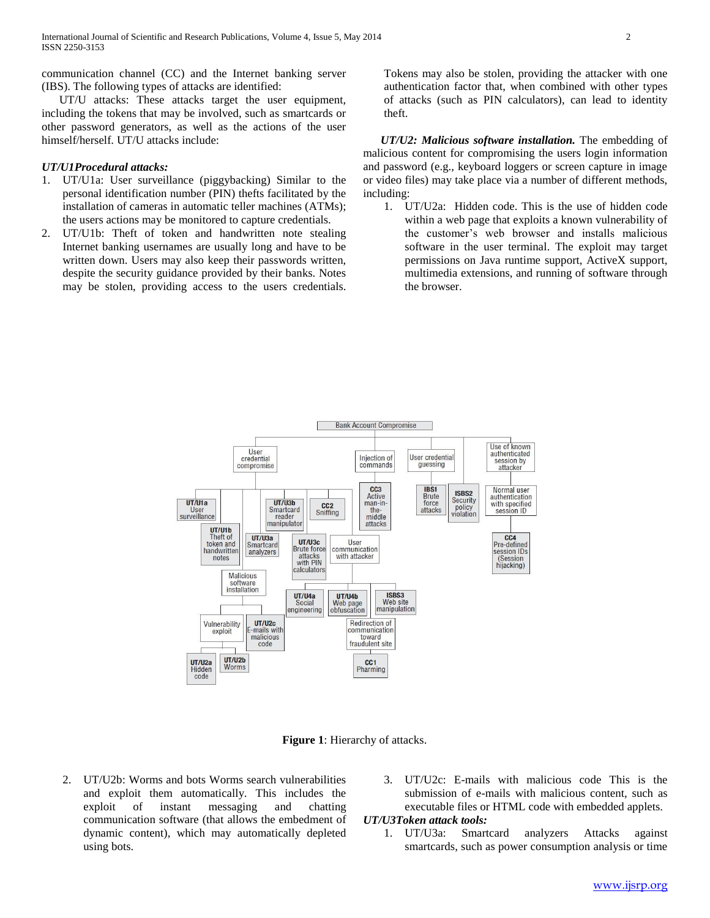communication channel (CC) and the Internet banking server (IBS). The following types of attacks are identified:

UT/U attacks: These attacks target the user equipment, including the tokens that may be involved, such as smartcards or other password generators, as well as the actions of the user himself/herself. UT/U attacks include:

***UT/U1Procedural attacks:***

1. UT/U1a: User surveillance (piggybacking) Similar to the personal identification number (PIN) thefts facilitated by the installation of cameras in automatic teller machines (ATMs); the users actions may be monitored to capture credentials.
2. UT/U1b: Theft of token and handwritten note stealing Internet banking usernames are usually long and have to be written down. Users may also keep their passwords written, despite the security guidance provided by their banks. Notes may be stolen, providing access to the users credentials. Tokens may also be stolen, providing the attacker with one authentication factor that, when combined with other types of attacks (such as PIN calculators), can lead to identity theft.

***UT/U2: Malicious software installation.*** The embedding of malicious content for compromising the users login information and password (e.g., keyboard loggers or screen capture in image or video files) may take place via a number of different methods, including:

1. UT/U2a: Hidden code. This is the use of hidden code within a web page that exploits a known vulnerability of the customer's web browser and installs malicious software in the user terminal. The exploit may target permissions on Java runtime support, ActiveX support, multimedia extensions, and running of software through the browser.
2. UT/U2b: Worms and bots Worms search vulnerabilities and exploit them automatically. This includes the exploit of instant messaging and chatting communication software (that allows the embedment of dynamic content), which may automatically depleted using bots.
3. UT/U2c: E-mails with malicious code This is the submission of e-mails with malicious content, such as executable files or HTML code with embedded applets.

**Figure 1**: Hierarchy of attacks.

***UT/U3Token attack tools:***

1. UT/U3a: Smartcard analyzers Attacks against smartcards, such as power consumption analysis or time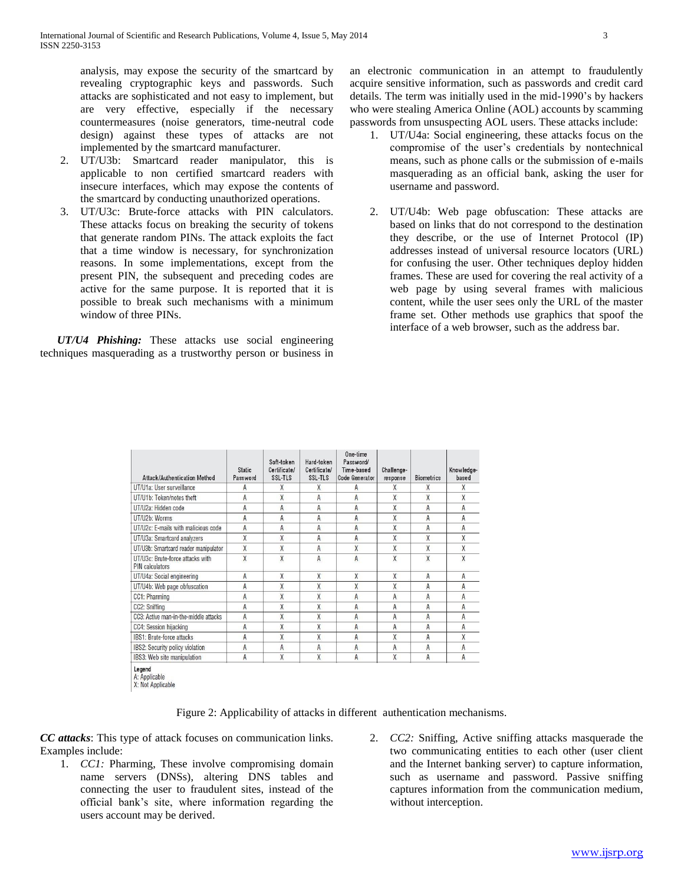analysis, may expose the security of the smartcard by revealing cryptographic keys and passwords. Such attacks are sophisticated and not easy to implement, but are very effective, especially if the necessary countermeasures (noise generators, time-neutral code design) against these types of attacks are not implemented by the smartcard manufacturer.

2. UT/U3b: Smartcard reader manipulator, this is applicable to non certified smartcard readers with insecure interfaces, which may expose the contents of the smartcard by conducting unauthorized operations.
3. UT/U3c: Brute-force attacks with PIN calculators. These attacks focus on breaking the security of tokens that generate random PINs. The attack exploits the fact that a time window is necessary, for synchronization reasons. In some implementations, except from the present PIN, the subsequent and preceding codes are active for the same purpose. It is reported that it is possible to break such mechanisms with a minimum window of three PINs.

***UT/U4 Phishing:*** These attacks use social engineering techniques masquerading as a trustworthy person or business in an electronic communication in an attempt to fraudulently acquire sensitive information, such as passwords and credit card details. The term was initially used in the mid-1990's by hackers who were stealing America Online (AOL) accounts by scamming passwords from unsuspecting AOL users. These attacks include:

1. UT/U4a: Social engineering, these attacks focus on the compromise of the user's credentials by nontechnical means, such as phone calls or the submission of e-mails masquerading as an official bank, asking the user for username and password.

2. UT/U4b: Web page obfuscation: These attacks are based on links that do not correspond to the destination they describe, or the use of Internet Protocol (IP) addresses instead of universal resource locators (URL) for confusing the user. Other techniques deploy hidden frames. These are used for covering the real activity of a web page by using several frames with malicious content, while the user sees only the URL of the master frame set. Other methods use graphics that spoof the interface of a web browser, such as the address bar.

| Attack/Authentication Method | Static Password | Soft-token Certificate/ SSL-TLS | Hard-token Certificate/ SSL-TLS | One-time Password/ Time-based Code Generator | Challenge-response | Biometrics | Knowledge-based |
|---|---|---|---|---|---|---|---|
| UT/U1a: User surveillance | A | X | X | A | X | X | X |
| UT/U1b: Token/notes theft | A | X | A | A | X | X | X |
| UT/U2a: Hidden code | A | A | A | A | X | A | A |
| UT/U2b: Worms | A | A | A | A | X | A | A |
| UT/U2c: E-mails with malicious code | A | A | A | A | X | A | A |
| UT/U3a: Smartcard analyzers | X | X | A | A | X | X | X |
| UT/U3b: Smartcard reader manipulator | X | X | A | X | X | X | X |
| UT/U3c: Brute-force attacks with PIN calculators | X | X | A | A | X | X | X |
| UT/U4a: Social engineering | A | X | X | X | X | A | A |
| UT/U4b: Web page obfuscation | A | X | X | X | X | A | A |
| CC1: Pharming | A | X | X | A | A | A | A |
| CC2: Sniffing | A | X | X | A | A | A | A |
| CC3: Active man-in-the-middle attacks | A | X | X | A | A | A | A |
| CC4: Session hijacking | A | X | X | A | A | A | A |
| IBS1: Brute-force attacks | A | X | X | A | X | A | X |
| IBS2: Security policy violation | A | A | A | A | A | A | A |
| IBS3: Web site manipulation | A | X | X | A | X | A | A |

Legend
A: Applicable
X: Not Applicable

Figure 2: Applicability of attacks in different authentication mechanisms.

***CC attacks***: This type of attack focuses on communication links. Examples include:

1. *CC1:* Pharming, These involve compromising domain name servers (DNSs), altering DNS tables and connecting the user to fraudulent sites, instead of the official bank's site, where information regarding the users account may be derived.
2. *CC2:* Sniffing, Active sniffing attacks masquerade the two communicating entities to each other (user client and the Internet banking server) to capture information, such as username and password. Passive sniffing captures information from the communication medium, without interception.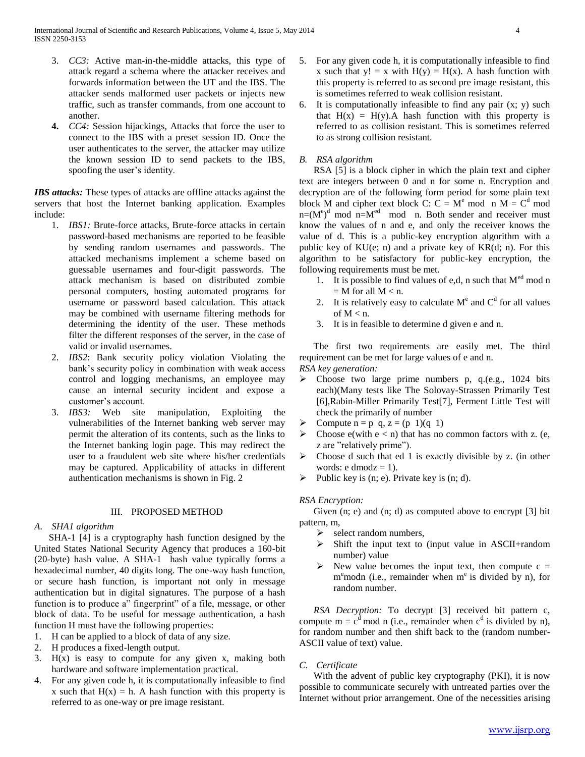3. *CC3:* Active man-in-the-middle attacks, this type of attack regard a schema where the attacker receives and forwards information between the UT and the IBS. The attacker sends malformed user packets or injects new traffic, such as transfer commands, from one account to another.
4. **CC4:** Session hijackings, Attacks that force the user to connect to the IBS with a preset session ID. Once the user authenticates to the server, the attacker may utilize the known session ID to send packets to the IBS, spoofing the user's identity.

***IBS attacks:*** These types of attacks are offline attacks against the servers that host the Internet banking application. Examples include:

1. *IBS1:* Brute-force attacks, Brute-force attacks in certain password-based mechanisms are reported to be feasible by sending random usernames and passwords. The attacked mechanisms implement a scheme based on guessable usernames and four-digit passwords. The attack mechanism is based on distributed zombie personal computers, hosting automated programs for username or password based calculation. This attack may be combined with username filtering methods for determining the identity of the user. These methods filter the different responses of the server, in the case of valid or invalid usernames.
2. *IBS2*: Bank security policy violation Violating the bank's security policy in combination with weak access control and logging mechanisms, an employee may cause an internal security incident and expose a customer's account.
3. *IBS3:* Web site manipulation, Exploiting the vulnerabilities of the Internet banking web server may permit the alteration of its contents, such as the links to the Internet banking login page. This may redirect the user to a fraudulent web site where his/her credentials may be captured. Applicability of attacks in different authentication mechanisms is shown in Fig. 2

## III. PROPOSED METHOD

### *A. SHA1 algorithm*

SHA-1 [4] is a cryptography hash function designed by the United States National Security Agency that produces a 160-bit (20-byte) hash value. A SHA-1 hash value typically forms a hexadecimal number, 40 digits long. The one-way hash function, or secure hash function, is important not only in message authentication but in digital signatures. The purpose of a hash function is to produce a" fingerprint" of a file, message, or other block of data. To be useful for message authentication, a hash function H must have the following properties:

1. H can be applied to a block of data of any size.
2. H produces a fixed-length output.
3. H(x) is easy to compute for any given x, making both hardware and software implementation practical.
4. For any given code h, it is computationally infeasible to find x such that H(x) = h. A hash function with this property is referred to as one-way or pre image resistant.
5. For any given code h, it is computationally infeasible to find x such that y! = x with H(y) = H(x). A hash function with this property is referred to as second pre image resistant, this is sometimes referred to weak collision resistant.
6. It is computationally infeasible to find any pair (x; y) such that H(x) = H(y).A hash function with this property is referred to as collision resistant. This is sometimes referred to as strong collision resistant.

### *B. RSA algorithm*

RSA [5] is a block cipher in which the plain text and cipher text are integers between 0 and n for some n. Encryption and decryption are of the following form period for some plain text block M and cipher text block C: $C = M^e \bmod n$ $M = C^d \bmod n = (M^e)^d \bmod n = M^{ed} \bmod n$. Both sender and receiver must know the values of n and e, and only the receiver knows the value of d. This is a public-key encryption algorithm with a public key of KU(e; n) and a private key of KR(d; n). For this algorithm to be satisfactory for public-key encryption, the following requirements must be met.

1. It is possible to find values of e,d, n such that $M^{ed} \bmod n = M$ for all $M < n$.
2. It is relatively easy to calculate $M^e$ and $C^d$ for all values of $M < n$.
3. It is in feasible to determine d given e and n.

The first two requirements are easily met. The third requirement can be met for large values of e and n.

*RSA key generation:*

- Choose two large prime numbers p, q.(e.g., 1024 bits each)(Many tests like The Solovay-Strassen Primarily Test [6],Rabin-Miller Primarily Test[7], Ferment Little Test will check the primarily of number
- Compute n = p q, z = (p 1)(q 1)
- Choose e(with e < n) that has no common factors with z. (e, z are "relatively prime").
- Choose d such that ed 1 is exactly divisible by z. (in other words: e dmodz = 1).
- Public key is (n; e). Private key is (n; d).

*RSA Encryption:*

Given (n; e) and (n; d) as computed above to encrypt [3] bit pattern, m,

- select random numbers,
- Shift the input text to (input value in ASCII+random number) value
- New value becomes the input text, then compute $c = m^e \bmod n$ (i.e., remainder when $m^e$ is divided by n), for random number.

*RSA Decryption:* To decrypt [3] received bit pattern c, compute $m = c^d \bmod n$ (i.e., remainder when $c^d$ is divided by n), for random number and then shift back to the (random number-ASCII value of text) value.

### *C. Certificate*

With the advent of public key cryptography (PKI), it is now possible to communicate securely with untreated parties over the Internet without prior arrangement. One of the necessities arising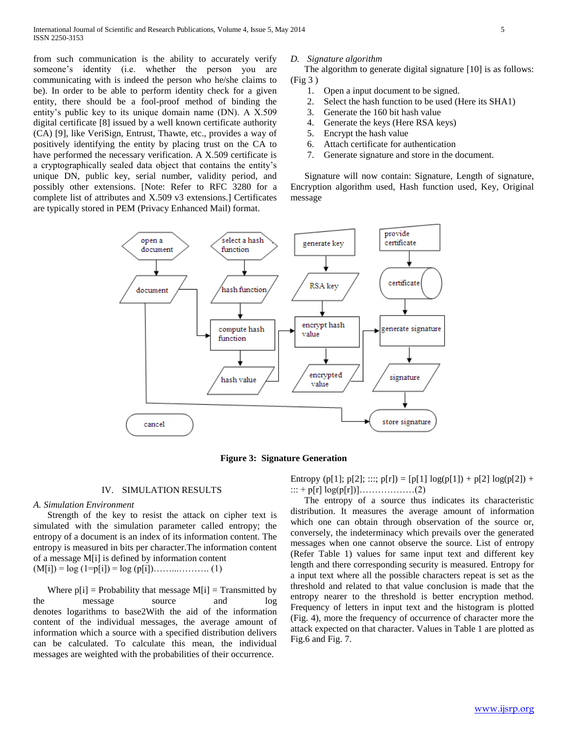from such communication is the ability to accurately verify someone's identity (i.e. whether the person you are communicating with is indeed the person who he/she claims to be). In order to be able to perform identity check for a given entity, there should be a fool-proof method of binding the entity's public key to its unique domain name (DN). A X.509 digital certificate [8] issued by a well known certificate authority (CA) [9], like VeriSign, Entrust, Thawte, etc., provides a way of positively identifying the entity by placing trust on the CA to have performed the necessary verification. A X.509 certificate is a cryptographically sealed data object that contains the entity's unique DN, public key, serial number, validity period, and possibly other extensions. [Note: Refer to RFC 3280 for a complete list of attributes and X.509 v3 extensions.] Certificates are typically stored in PEM (Privacy Enhanced Mail) format.

### *D. Signature algorithm*

The algorithm to generate digital signature [10] is as follows: (Fig 3 )

1. Open a input document to be signed.
2. Select the hash function to be used (Here its SHA1)
3. Generate the 160 bit hash value
4. Generate the keys (Here RSA keys)
5. Encrypt the hash value
6. Attach certificate for authentication
7. Generate signature and store in the document.

Signature will now contain: Signature, Length of signature, Encryption algorithm used, Hash function used, Key, Original message

**Figure 3: Signature Generation**

## IV. SIMULATION RESULTS

### *A. Simulation Environment*

Strength of the key to resist the attack on cipher text is simulated with the simulation parameter called entropy; the entropy of a document is an index of its information content. The entropy is measured in bits per character.The information content of a message M[i] is defined by information content

(M[i]) = log (1=p[i]) = log (p[i])……...………. (1)

Where p[i] = Probability that message M[i] = Transmitted by the message source and log denotes logarithms to base2With the aid of the information content of the individual messages, the average amount of information which a source with a specified distribution delivers can be calculated. To calculate this mean, the individual messages are weighted with the probabilities of their occurrence.

Entropy (p[1]; p[2]; :::; p[r]) = [p[1] log(p[1]) + p[2] log(p[2]) + ::: + p[r] log(p[r])]………………(2)

The entropy of a source thus indicates its characteristic distribution. It measures the average amount of information which one can obtain through observation of the source or, conversely, the indeterminacy which prevails over the generated messages when one cannot observe the source. List of entropy (Refer Table 1) values for same input text and different key length and there corresponding security is measured. Entropy for a input text where all the possible characters repeat is set as the threshold and related to that value conclusion is made that the entropy nearer to the threshold is better encryption method. Frequency of letters in input text and the histogram is plotted (Fig. 4), more the frequency of occurrence of character more the attack expected on that character. Values in Table 1 are plotted as Fig.6 and Fig. 7.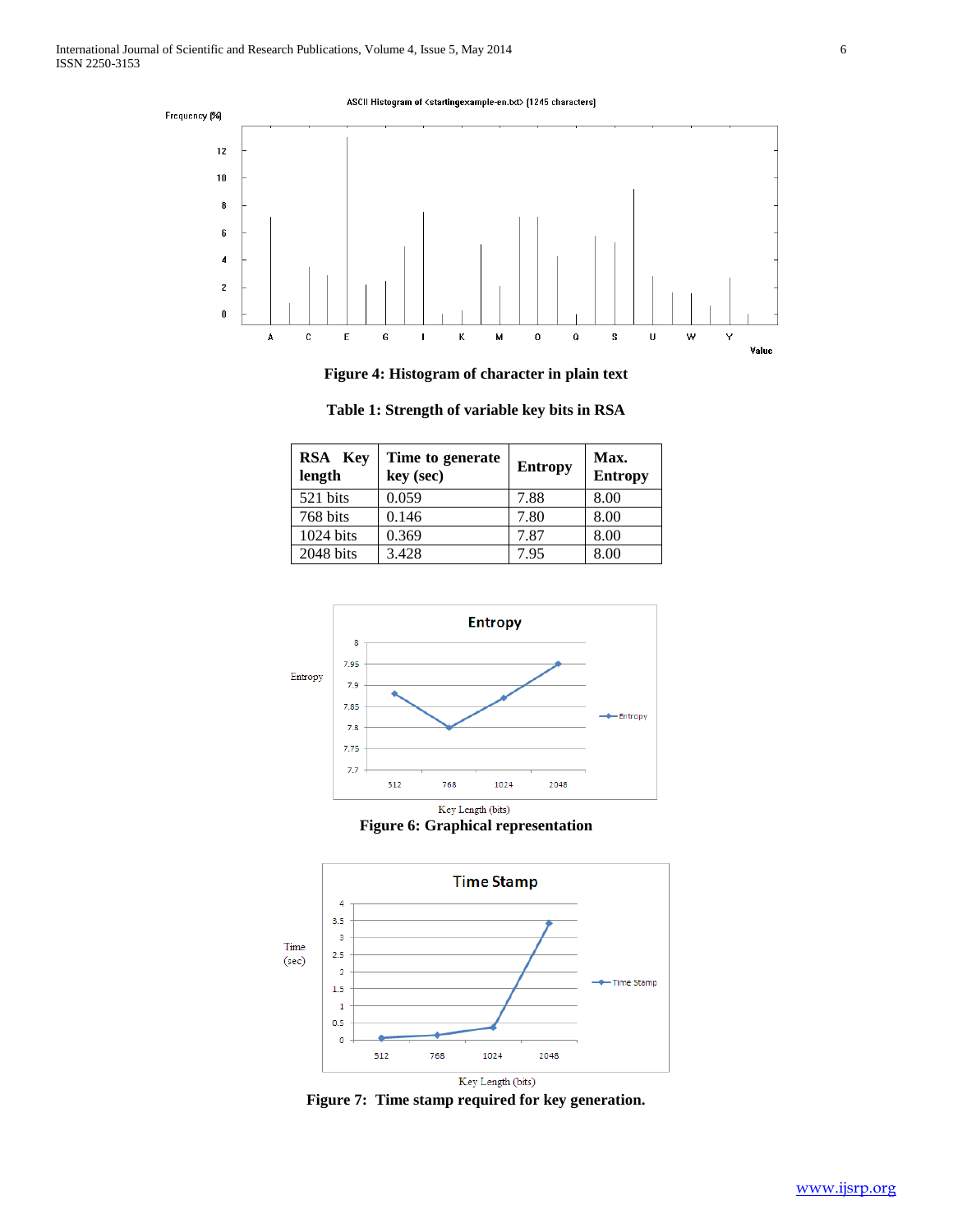Figure 4: Histogram of character in plain text

**Table 1: Strength of variable key bits in RSA**

| RSA Key length | Time to generate key (sec) | Entropy | Max. Entropy |
|---|---|---|---|
| 521 bits | 0.059 | 7.88 | 8.00 |
| 768 bits | 0.146 | 7.80 | 8.00 |
| 1024 bits | 0.369 | 7.87 | 8.00 |
| 2048 bits | 3.428 | 7.95 | 8.00 |

**Figure 6: Graphical representation**

**Figure 7: Time stamp required for key generation.**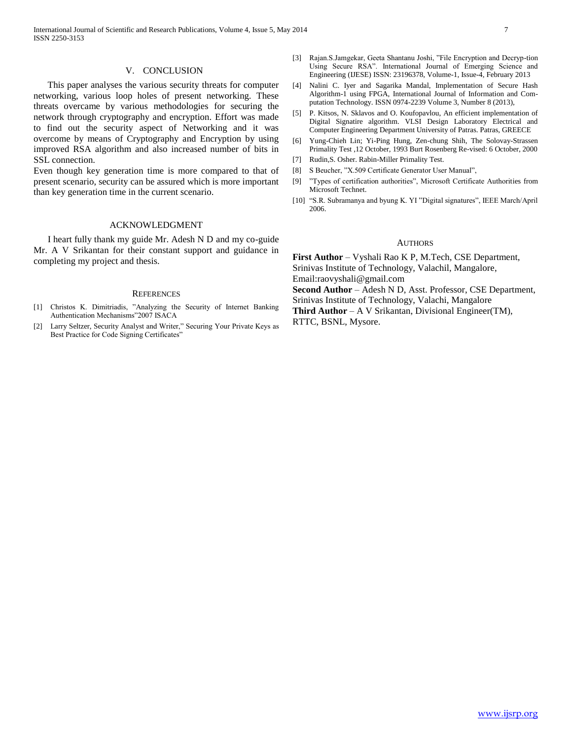## V. CONCLUSION

This paper analyses the various security threats for computer networking, various loop holes of present networking. These threats overcame by various methodologies for securing the network through cryptography and encryption. Effort was made to find out the security aspect of Networking and it was overcome by means of Cryptography and Encryption by using improved RSA algorithm and also increased number of bits in SSL connection.

Even though key generation time is more compared to that of present scenario, security can be assured which is more important than key generation time in the current scenario.

## ACKNOWLEDGMENT

I heart fully thank my guide Mr. Adesh N D and my co-guide Mr. A V Srikantan for their constant support and guidance in completing my project and thesis.

## REFERENCES

[1] Christos K. Dimitriadis, "Analyzing the Security of Internet Banking Authentication Mechanisms"2007 ISACA

[2] Larry Seltzer, Security Analyst and Writer," Securing Your Private Keys as Best Practice for Code Signing Certificates"

[3] Rajan.S.Jamgekar, Geeta Shantanu Joshi, "File Encryption and Decryp-tion Using Secure RSA". International Journal of Emerging Science and Engineering (IJESE) ISSN: 23196378, Volume-1, Issue-4, February 2013

[4] Nalini C. Iyer and Sagarika Mandal, Implementation of Secure Hash Algorithm-1 using FPGA, International Journal of Information and Com-putation Technology. ISSN 0974-2239 Volume 3, Number 8 (2013),

[5] P. Kitsos, N. Sklavos and O. Koufopavlou, An efficient implementation of Digital Signatire algorithm. VLSI Design Laboratory Electrical and Computer Engineering Department University of Patras. Patras, GREECE

[6] Yung-Chieh Lin; Yi-Ping Hung, Zen-chung Shih, The Solovay-Strassen Primality Test ,12 October, 1993 Burt Rosenberg Re-vised: 6 October, 2000

[7] Rudin,S. Osher. Rabin-Miller Primality Test.

[8] S Beucher, "X.509 Certificate Generator User Manual",

[9] "Types of certification authorities", Microsoft Certificate Authorities from Microsoft Technet.

[10] "S.R. Subramanya and byung K. YI "Digital signatures", IEEE March/April 2006.

## AUTHORS

**First Author** – Vyshali Rao K P, M.Tech, CSE Department, Srinivas Institute of Technology, Valachil, Mangalore, Email:raovyshali@gmail.com

**Second Author** – Adesh N D, Asst. Professor, CSE Department, Srinivas Institute of Technology, Valachi, Mangalore

**Third Author** – A V Srikantan, Divisional Engineer(TM), RTTC, BSNL, Mysore.